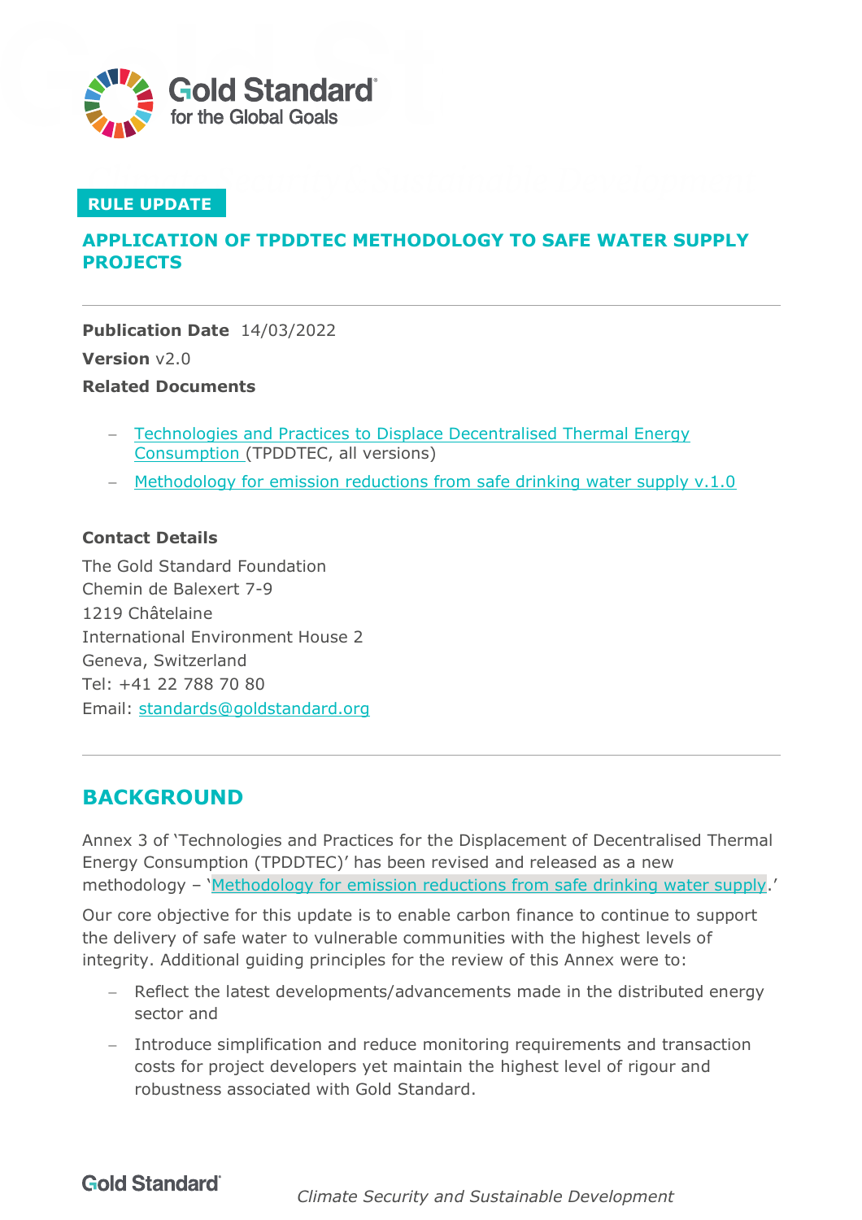**RULE UPDATE**

# APPLICATION OF TPDDTEC METHODOLOGY TO SAFE WATER SUPPLY PROJECTS

---

**Publication Date** 14/03/2022

**Version** v2.0

**Related Documents**

- [Technologies and Practices to Displace Decentralised Thermal Energy Consumption](#) (TPDDTEC, all versions)
- [Methodology for emission reductions from safe drinking water supply v.1.0](#)

**Contact Details**

The Gold Standard Foundation
Chemin de Balexert 7-9
1219 Châtelaine
International Environment House 2
Geneva, Switzerland
Tel: +41 22 788 70 80
Email: standards@goldstandard.org

---

## BACKGROUND

Annex 3 of 'Technologies and Practices for the Displacement of Decentralised Thermal Energy Consumption (TPDDTEC)' has been revised and released as a new methodology – '[Methodology for emission reductions from safe drinking water supply](#).'

Our core objective for this update is to enable carbon finance to continue to support the delivery of safe water to vulnerable communities with the highest levels of integrity. Additional guiding principles for the review of this Annex were to:

- Reflect the latest developments/advancements made in the distributed energy sector and
- Introduce simplification and reduce monitoring requirements and transaction costs for project developers yet maintain the highest level of rigour and robustness associated with Gold Standard.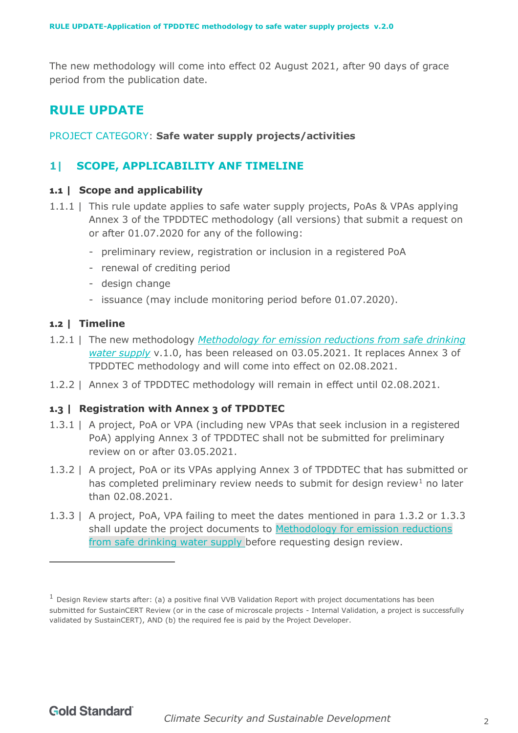The new methodology will come into effect 02 August 2021, after 90 days of grace period from the publication date.

# RULE UPDATE

PROJECT CATEGORY: **Safe water supply projects/activities**

## 1| SCOPE, APPLICABILITY ANF TIMELINE

### 1.1 | Scope and applicability

1.1.1 | This rule update applies to safe water supply projects, PoAs & VPAs applying Annex 3 of the TPDDTEC methodology (all versions) that submit a request on or after 01.07.2020 for any of the following:

- preliminary review, registration or inclusion in a registered PoA
- renewal of crediting period
- design change
- issuance (may include monitoring period before 01.07.2020).

### 1.2 | Timeline

1.2.1 | The new methodology *Methodology for emission reductions from safe drinking water supply* v.1.0, has been released on 03.05.2021. It replaces Annex 3 of TPDDTEC methodology and will come into effect on 02.08.2021.

1.2.2 | Annex 3 of TPDDTEC methodology will remain in effect until 02.08.2021.

### 1.3 | Registration with Annex 3 of TPDDTEC

1.3.1 | A project, PoA or VPA (including new VPAs that seek inclusion in a registered PoA) applying Annex 3 of TPDDTEC shall not be submitted for preliminary review on or after 03.05.2021.

1.3.2 | A project, PoA or its VPAs applying Annex 3 of TPDDTEC that has submitted or has completed preliminary review needs to submit for design review[1] no later than 02.08.2021.

1.3.3 | A project, PoA, VPA failing to meet the dates mentioned in para 1.3.2 or 1.3.3 shall update the project documents to Methodology for emission reductions from safe drinking water supply before requesting design review.

---

[1] Design Review starts after: (a) a positive final VVB Validation Report with project documentations has been submitted for SustainCERT Review (or in the case of microscale projects - Internal Validation, a project is successfully validated by SustainCERT), AND (b) the required fee is paid by the Project Developer.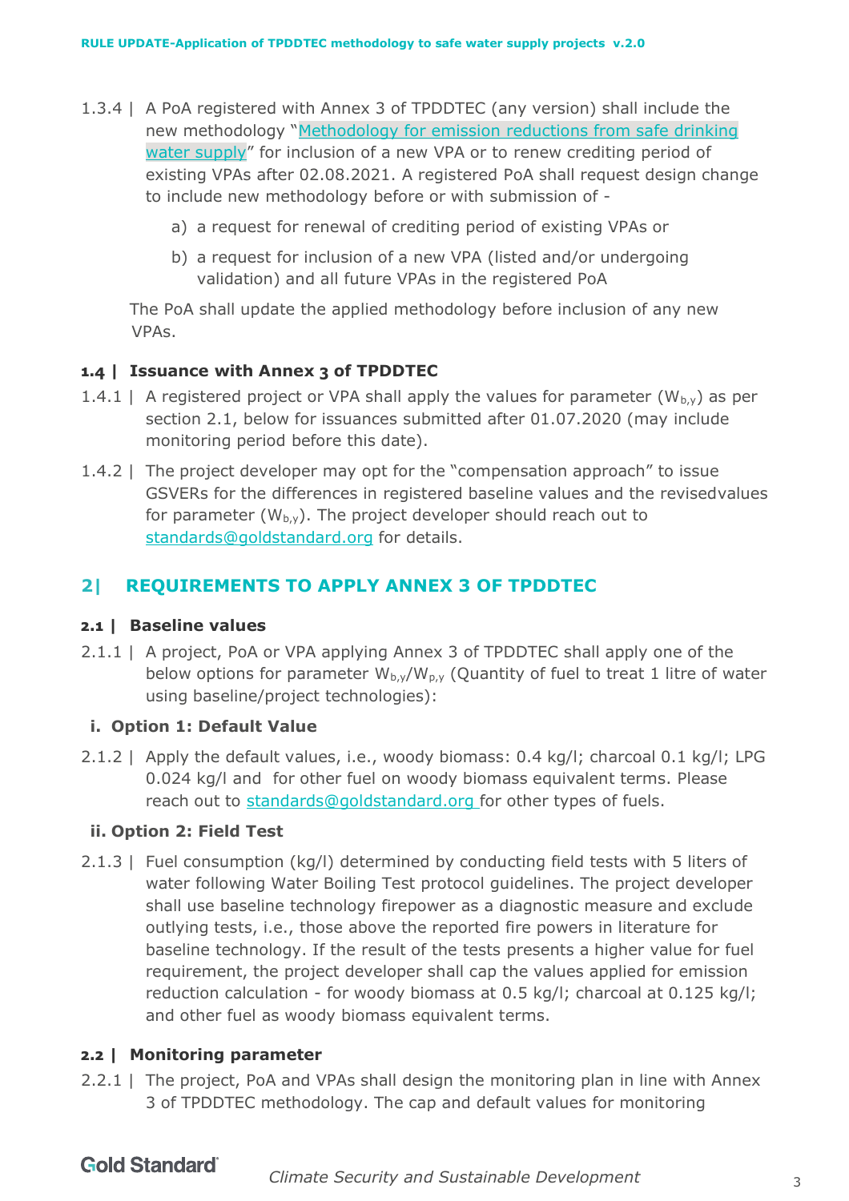1.3.4 | A PoA registered with Annex 3 of TPDDTEC (any version) shall include the new methodology "[Methodology for emission reductions from safe drinking water supply]" for inclusion of a new VPA or to renew crediting period of existing VPAs after 02.08.2021. A registered PoA shall request design change to include new methodology before or with submission of -

a) a request for renewal of crediting period of existing VPAs or

b) a request for inclusion of a new VPA (listed and/or undergoing validation) and all future VPAs in the registered PoA

The PoA shall update the applied methodology before inclusion of any new VPAs.

### 1.4 | Issuance with Annex 3 of TPDDTEC

1.4.1 | A registered project or VPA shall apply the values for parameter ($W_{b,y}$) as per section 2.1, below for issuances submitted after 01.07.2020 (may include monitoring period before this date).

1.4.2 | The project developer may opt for the "compensation approach" to issue GSVERs for the differences in registered baseline values and the revisedvalues for parameter ($W_{b,y}$). The project developer should reach out to standards@goldstandard.org for details.

## 2| REQUIREMENTS TO APPLY ANNEX 3 OF TPDDTEC

### 2.1 | Baseline values

2.1.1 | A project, PoA or VPA applying Annex 3 of TPDDTEC shall apply one of the below options for parameter $W_{b,y}$/$W_{p,y}$ (Quantity of fuel to treat 1 litre of water using baseline/project technologies):

**i. Option 1: Default Value**

2.1.2 | Apply the default values, i.e., woody biomass: 0.4 kg/l; charcoal 0.1 kg/l; LPG 0.024 kg/l and for other fuel on woody biomass equivalent terms. Please reach out to standards@goldstandard.org for other types of fuels.

**ii. Option 2: Field Test**

2.1.3 | Fuel consumption (kg/l) determined by conducting field tests with 5 liters of water following Water Boiling Test protocol guidelines. The project developer shall use baseline technology firepower as a diagnostic measure and exclude outlying tests, i.e., those above the reported fire powers in literature for baseline technology. If the result of the tests presents a higher value for fuel requirement, the project developer shall cap the values applied for emission reduction calculation - for woody biomass at 0.5 kg/l; charcoal at 0.125 kg/l; and other fuel as woody biomass equivalent terms.

### 2.2 | Monitoring parameter

2.2.1 | The project, PoA and VPAs shall design the monitoring plan in line with Annex 3 of TPDDTEC methodology. The cap and default values for monitoring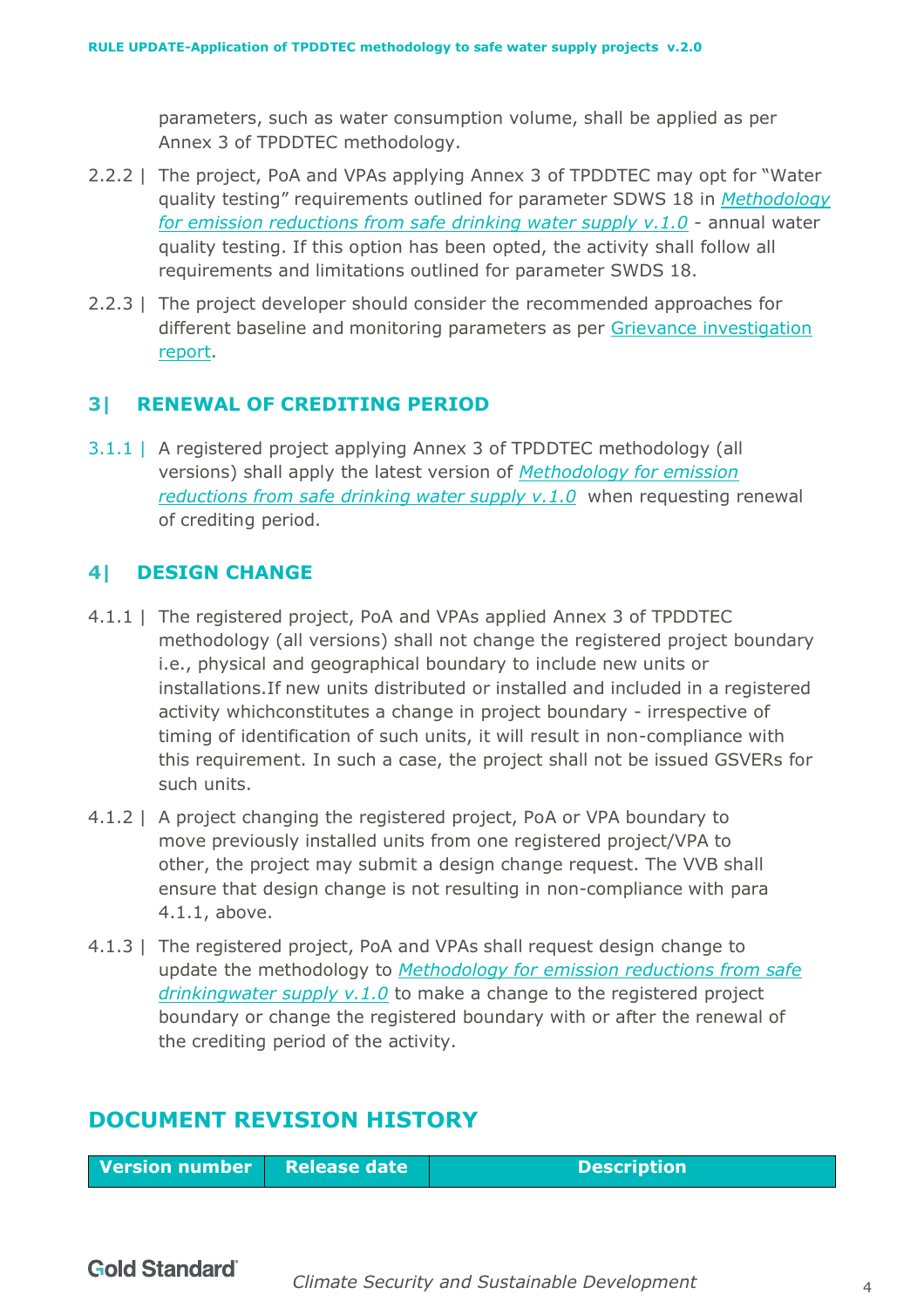parameters, such as water consumption volume, shall be applied as per Annex 3 of TPDDTEC methodology.

2.2.2 | The project, PoA and VPAs applying Annex 3 of TPDDTEC may opt for "Water quality testing" requirements outlined for parameter SDWS 18 in *Methodology for emission reductions from safe drinking water supply v.1.0* - annual water quality testing. If this option has been opted, the activity shall follow all requirements and limitations outlined for parameter SWDS 18.

2.2.3 | The project developer should consider the recommended approaches for different baseline and monitoring parameters as per Grievance investigation report.

## 3| RENEWAL OF CREDITING PERIOD

3.1.1 | A registered project applying Annex 3 of TPDDTEC methodology (all versions) shall apply the latest version of *Methodology for emission reductions from safe drinking water supply v.1.0* when requesting renewal of crediting period.

## 4| DESIGN CHANGE

4.1.1 | The registered project, PoA and VPAs applied Annex 3 of TPDDTEC methodology (all versions) shall not change the registered project boundary i.e., physical and geographical boundary to include new units or installations.If new units distributed or installed and included in a registered activity whichconstitutes a change in project boundary - irrespective of timing of identification of such units, it will result in non-compliance with this requirement. In such a case, the project shall not be issued GSVERs for such units.

4.1.2 | A project changing the registered project, PoA or VPA boundary to move previously installed units from one registered project/VPA to other, the project may submit a design change request. The VVB shall ensure that design change is not resulting in non-compliance with para 4.1.1, above.

4.1.3 | The registered project, PoA and VPAs shall request design change to update the methodology to *Methodology for emission reductions from safe drinkingwater supply v.1.0* to make a change to the registered project boundary or change the registered boundary with or after the renewal of the crediting period of the activity.

# DOCUMENT REVISION HISTORY

| Version number | Release date | Description |
|---|---|---|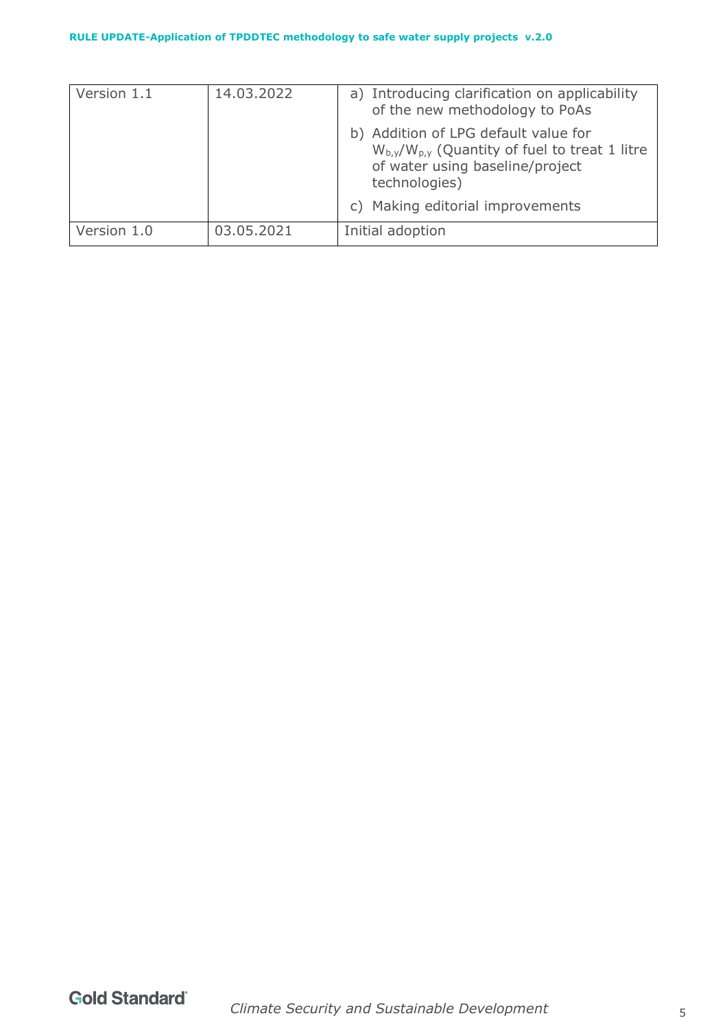| | | |
|---|---|---|
| Version 1.1 | 14.03.2022 | a) Introducing clarification on applicability of the new methodology to PoAs<br>b) Addition of LPG default value for $W_{b,y}/W_{p,y}$ (Quantity of fuel to treat 1 litre of water using baseline/project technologies)<br>c) Making editorial improvements |
| Version 1.0 | 03.05.2021 | Initial adoption |